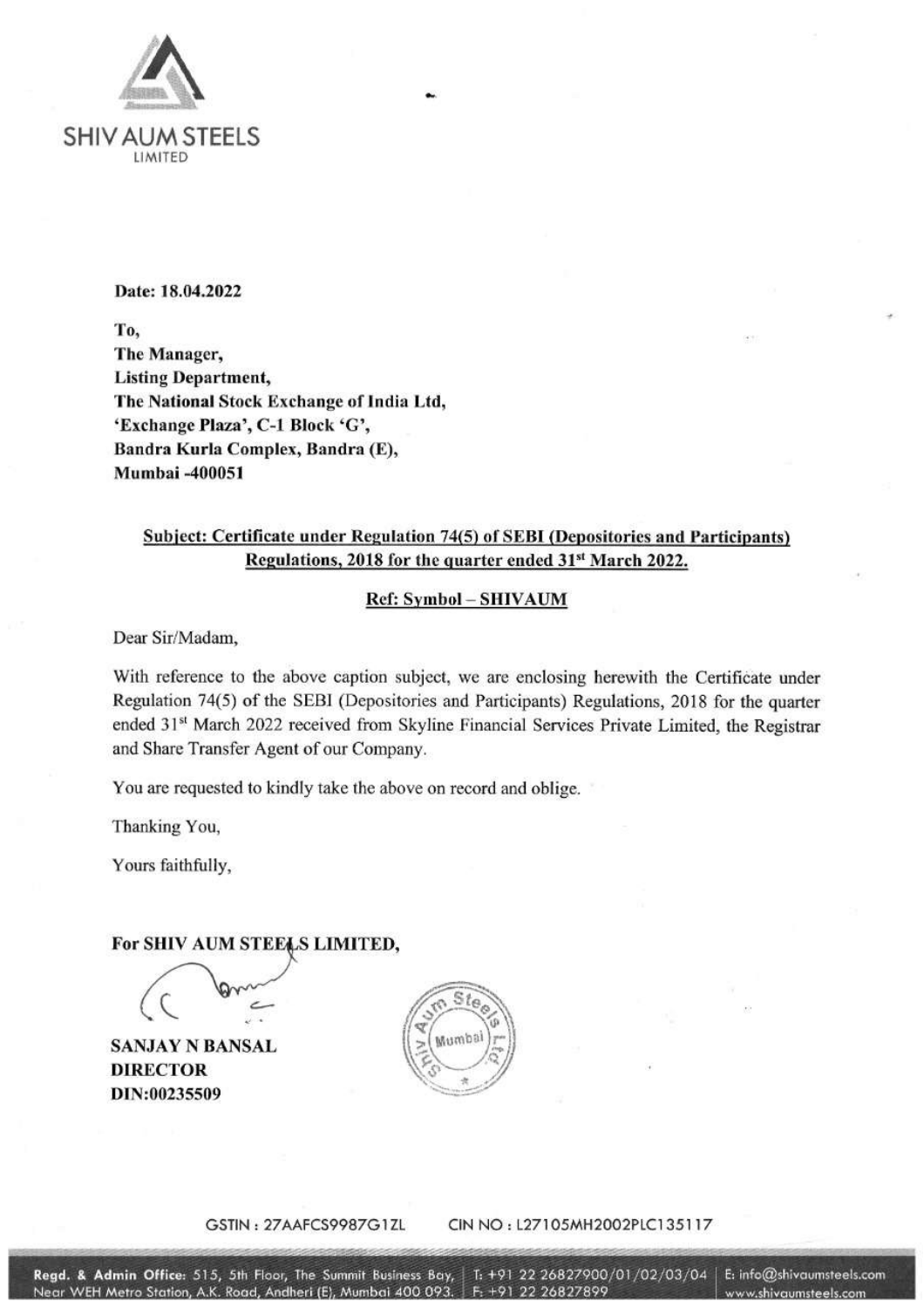SHIV AUM STEELS LIMITED

**Date: 18.04.2022**

**To,**
**The Manager,**
**Listing Department,**
**The National Stock Exchange of India Ltd,**
**'Exchange Plaza', C-1 Block 'G',**
**Bandra Kurla Complex, Bandra (E),**
**Mumbai -400051**

**Subject: Certificate under Regulation 74(5) of SEBI (Depositories and Participants) Regulations, 2018 for the quarter ended 31st March 2022.**

**Ref: Symbol – SHIVAUM**

Dear Sir/Madam,

With reference to the above caption subject, we are enclosing herewith the Certificate under Regulation 74(5) of the SEBI (Depositories and Participants) Regulations, 2018 for the quarter ended 31st March 2022 received from Skyline Financial Services Private Limited, the Registrar and Share Transfer Agent of our Company.

You are requested to kindly take the above on record and oblige.

Thanking You,

Yours faithfully,

**For SHIV AUM STEELS LIMITED,**

**SANJAY N BANSAL**
**DIRECTOR**
**DIN:00235509**

Shiv Aum Steels Ltd. Mumbai

GSTIN : 27AAFCS9987G1ZL CIN NO : L27105MH2002PLC135117

**Regd. & Admin Office:** 515, 5th Floor, The Summit Business Bay, Near WEH Metro Station, A.K. Road, Andheri (E), Mumbai 400 093. | T: +91 22 26827900/01/02/03/04 F: +91 22 26827899 | E: info@shivaumsteels.com www.shivaumsteels.com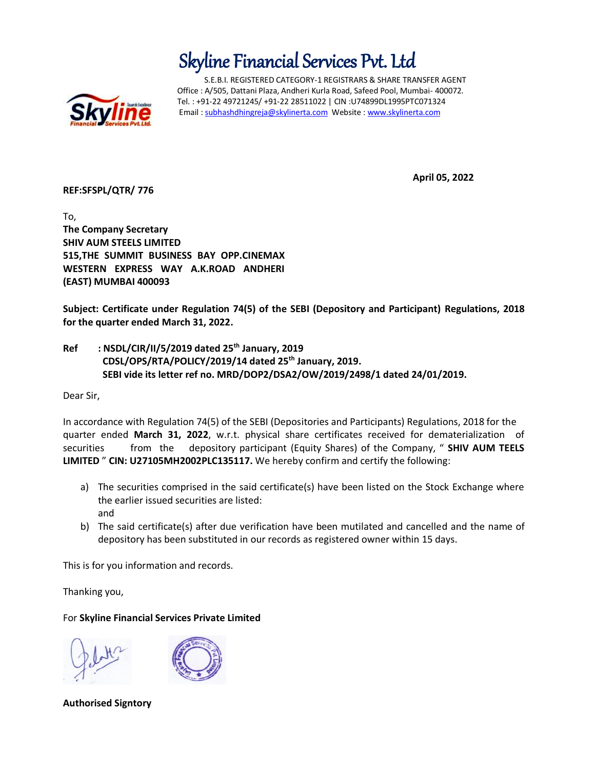# Skyline Financial Services Pvt. Ltd

S.E.B.I. REGISTERED CATEGORY-1 REGISTRARS & SHARE TRANSFER AGENT
Office : A/505, Dattani Plaza, Andheri Kurla Road, Safeed Pool, Mumbai- 400072.
Tel. : +91-22 49721245/ +91-22 28511022 | CIN :U74899DL1995PTC071324
Email : subhashdhingreja@skylinerta.com Website : www.skylinerta.com

**April 05, 2022**

**REF:SFSPL/QTR/ 776**

To,
**The Company Secretary**
**SHIV AUM STEELS LIMITED**
**515,THE SUMMIT BUSINESS BAY OPP.CINEMAX**
**WESTERN EXPRESS WAY A.K.ROAD ANDHERI**
**(EAST) MUMBAI 400093**

**Subject: Certificate under Regulation 74(5) of the SEBI (Depository and Participant) Regulations, 2018 for the quarter ended March 31, 2022.**

**Ref : NSDL/CIR/II/5/2019 dated 25th January, 2019**
**CDSL/OPS/RTA/POLICY/2019/14 dated 25th January, 2019.**
**SEBI vide its letter ref no. MRD/DOP2/DSA2/OW/2019/2498/1 dated 24/01/2019.**

Dear Sir,

In accordance with Regulation 74(5) of the SEBI (Depositories and Participants) Regulations, 2018 for the quarter ended **March 31, 2022**, w.r.t. physical share certificates received for dematerialization of securities from the depository participant (Equity Shares) of the Company, " **SHIV AUM TEELS LIMITED** " **CIN: U27105MH2002PLC135117.** We hereby confirm and certify the following:

a) The securities comprised in the said certificate(s) have been listed on the Stock Exchange where the earlier issued securities are listed:
and
b) The said certificate(s) after due verification have been mutilated and cancelled and the name of depository has been substituted in our records as registered owner within 15 days.

This is for you information and records.

Thanking you,

For **Skyline Financial Services Private Limited**

**Authorised Signtory**